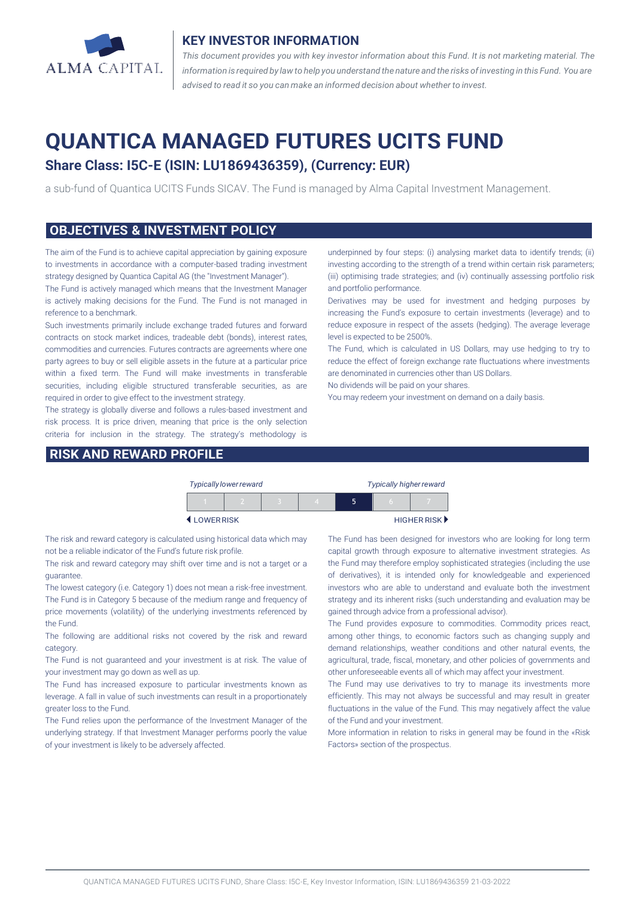ALMA CAPITAL

## KEY INVESTOR INFORMATION

*This document provides you with key investor information about this Fund. It is not marketing material. The information is required by law to help you understand the nature and the risks of investing in this Fund. You are advised to read it so you can make an informed decision about whether to invest.*

# QUANTICA MANAGED FUTURES UCITS FUND

### Share Class: I5C-E (ISIN: LU1869436359), (Currency: EUR)

a sub-fund of Quantica UCITS Funds SICAV. The Fund is managed by Alma Capital Investment Management.

## OBJECTIVES & INVESTMENT POLICY

The aim of the Fund is to achieve capital appreciation by gaining exposure to investments in accordance with a computer-based trading investment strategy designed by Quantica Capital AG (the "Investment Manager").

The Fund is actively managed which means that the Investment Manager is actively making decisions for the Fund. The Fund is not managed in reference to a benchmark.

Such investments primarily include exchange traded futures and forward contracts on stock market indices, tradeable debt (bonds), interest rates, commodities and currencies. Futures contracts are agreements where one party agrees to buy or sell eligible assets in the future at a particular price within a fixed term. The Fund will make investments in transferable securities, including eligible structured transferable securities, as are required in order to give effect to the investment strategy.

The strategy is globally diverse and follows a rules-based investment and risk process. It is price driven, meaning that price is the only selection criteria for inclusion in the strategy. The strategy's methodology is underpinned by four steps: (i) analysing market data to identify trends; (ii) investing according to the strength of a trend within certain risk parameters; (iii) optimising trade strategies; and (iv) continually assessing portfolio risk and portfolio performance.

Derivatives may be used for investment and hedging purposes by increasing the Fund's exposure to certain investments (leverage) and to reduce exposure in respect of the assets (hedging). The average leverage level is expected to be 2500%.

The Fund, which is calculated in US Dollars, may use hedging to try to reduce the effect of foreign exchange rate fluctuations where investments are denominated in currencies other than US Dollars.

No dividends will be paid on your shares.

You may redeem your investment on demand on a daily basis.

## RISK AND REWARD PROFILE

| *Typically lower reward* | | | | | | *Typically higher reward* |
|---|---|---|---|---|---|---|
| 1 | 2 | 3 | 4 | **5** | 6 | 7 |
| ◀ LOWER RISK | | | | | | HIGHER RISK ▶ |

The risk and reward category is calculated using historical data which may not be a reliable indicator of the Fund's future risk profile.

The risk and reward category may shift over time and is not a target or a guarantee.

The lowest category (i.e. Category 1) does not mean a risk-free investment.

The Fund is in Category 5 because of the medium range and frequency of price movements (volatility) of the underlying investments referenced by the Fund.

The following are additional risks not covered by the risk and reward category.

The Fund is not guaranteed and your investment is at risk. The value of your investment may go down as well as up.

The Fund has increased exposure to particular investments known as leverage. A fall in value of such investments can result in a proportionately greater loss to the Fund.

The Fund relies upon the performance of the Investment Manager of the underlying strategy. If that Investment Manager performs poorly the value of your investment is likely to be adversely affected.

The Fund has been designed for investors who are looking for long term capital growth through exposure to alternative investment strategies. As the Fund may therefore employ sophisticated strategies (including the use of derivatives), it is intended only for knowledgeable and experienced investors who are able to understand and evaluate both the investment strategy and its inherent risks (such understanding and evaluation may be gained through advice from a professional advisor).

The Fund provides exposure to commodities. Commodity prices react, among other things, to economic factors such as changing supply and demand relationships, weather conditions and other natural events, the agricultural, trade, fiscal, monetary, and other policies of governments and other unforeseeable events all of which may affect your investment.

The Fund may use derivatives to try to manage its investments more efficiently. This may not always be successful and may result in greater fluctuations in the value of the Fund. This may negatively affect the value of the Fund and your investment.

More information in relation to risks in general may be found in the «Risk Factors» section of the prospectus.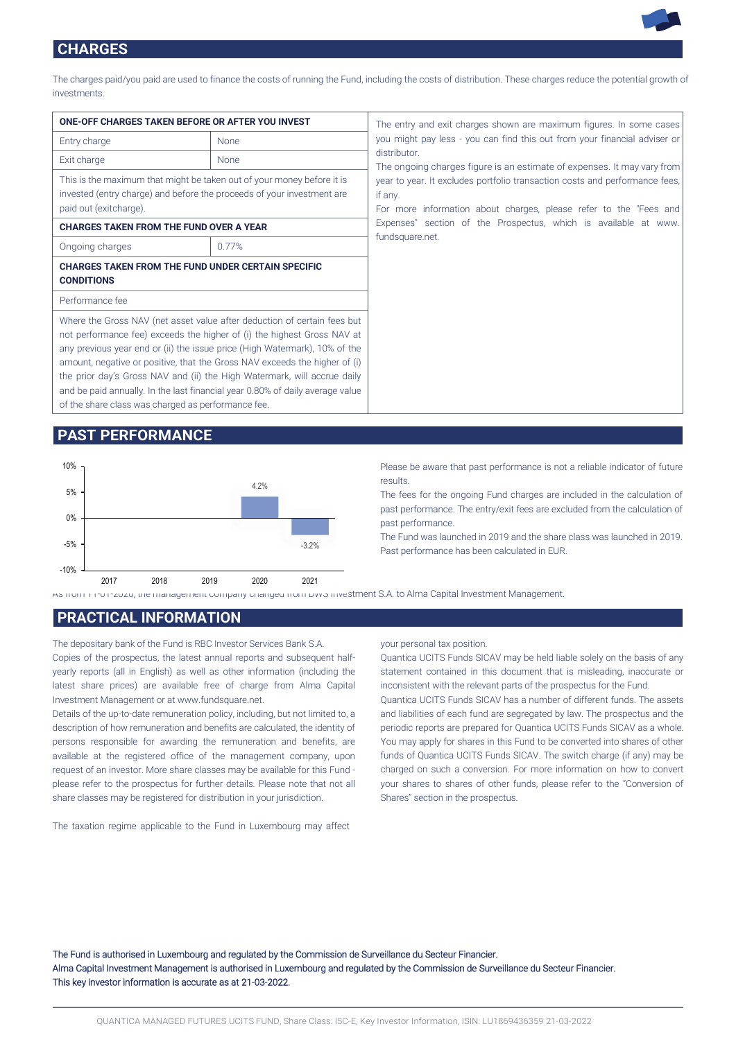## CHARGES

The charges paid/you paid are used to finance the costs of running the Fund, including the costs of distribution. These charges reduce the potential growth of investments.

| ONE-OFF CHARGES TAKEN BEFORE OR AFTER YOU INVEST | |
|---|---|
| Entry charge | None |
| Exit charge | None |
| This is the maximum that might be taken out of your money before it is invested (entry charge) and before the proceeds of your investment are paid out (exitcharge). | |
| **CHARGES TAKEN FROM THE FUND OVER A YEAR** | |
| Ongoing charges | 0.77% |
| **CHARGES TAKEN FROM THE FUND UNDER CERTAIN SPECIFIC CONDITIONS** | |
| Performance fee | |
| Where the Gross NAV (net asset value after deduction of certain fees but not performance fee) exceeds the higher of (i) the highest Gross NAV at any previous year end or (ii) the issue price (High Watermark), 10% of the amount, negative or positive, that the Gross NAV exceeds the higher of (i) the prior day's Gross NAV and (ii) the High Watermark, will accrue daily and be paid annually. In the last financial year 0.80% of daily average value of the share class was charged as performance fee. | |

The entry and exit charges shown are maximum figures. In some cases you might pay less - you can find this out from your financial adviser or distributor.

The ongoing charges figure is an estimate of expenses. It may vary from year to year. It excludes portfolio transaction costs and performance fees, if any.

For more information about charges, please refer to the "Fees and Expenses" section of the Prospectus, which is available at www.fundsquare.net.

## PAST PERFORMANCE

10%
5%
0%
-5%
-10%
2017 2018 2019 2020 2021
4.2%
-3.2%

As from 11-01-2020, the management company changed from DWS Investment S.A. to Alma Capital Investment Management.

Please be aware that past performance is not a reliable indicator of future results.

The fees for the ongoing Fund charges are included in the calculation of past performance. The entry/exit fees are excluded from the calculation of past performance.

The Fund was launched in 2019 and the share class was launched in 2019.

Past performance has been calculated in EUR.

## PRACTICAL INFORMATION

The depositary bank of the Fund is RBC Investor Services Bank S.A.

Copies of the prospectus, the latest annual reports and subsequent half-yearly reports (all in English) as well as other information (including the latest share prices) are available free of charge from Alma Capital Investment Management or at www.fundsquare.net.

Details of the up-to-date remuneration policy, including, but not limited to, a description of how remuneration and benefits are calculated, the identity of persons responsible for awarding the remuneration and benefits, are available at the registered office of the management company, upon request of an investor. More share classes may be available for this Fund - please refer to the prospectus for further details. Please note that not all share classes may be registered for distribution in your jurisdiction.

The taxation regime applicable to the Fund in Luxembourg may affect your personal tax position.

Quantica UCITS Funds SICAV may be held liable solely on the basis of any statement contained in this document that is misleading, inaccurate or inconsistent with the relevant parts of the prospectus for the Fund.

Quantica UCITS Funds SICAV has a number of different funds. The assets and liabilities of each fund are segregated by law. The prospectus and the periodic reports are prepared for Quantica UCITS Funds SICAV as a whole. You may apply for shares in this Fund to be converted into shares of other funds of Quantica UCITS Funds SICAV. The switch charge (if any) may be charged on such a conversion. For more information on how to convert your shares to shares of other funds, please refer to the "Conversion of Shares" section in the prospectus.

The Fund is authorised in Luxembourg and regulated by the Commission de Surveillance du Secteur Financier.
Alma Capital Investment Management is authorised in Luxembourg and regulated by the Commission de Surveillance du Secteur Financier.
This key investor information is accurate as at 21-03-2022.